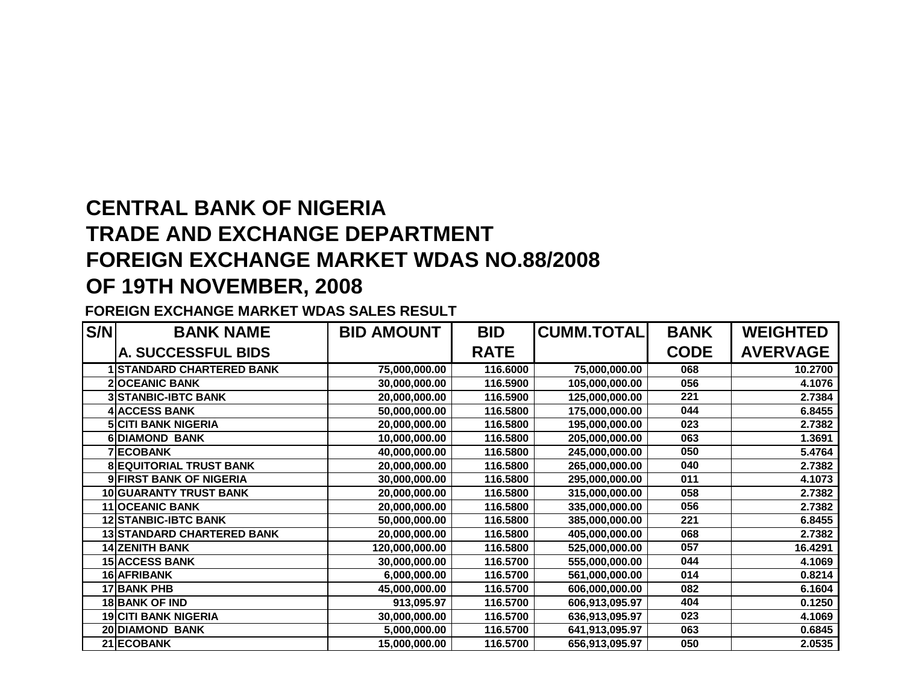# CENTRAL BANK OF NIGERIA
# TRADE AND EXCHANGE DEPARTMENT
# FOREIGN EXCHANGE MARKET WDAS NO.88/2008
# OF 19TH NOVEMBER, 2008

**FOREIGN EXCHANGE MARKET WDAS SALES RESULT**

| S/N | BANK NAME | BID AMOUNT | BID | CUMM.TOTAL | BANK | WEIGHTED |
|---|---|---|---|---|---|---|
| | A. SUCCESSFUL BIDS | | RATE | | CODE | AVERVAGE |
| 1 | STANDARD CHARTERED BANK | 75,000,000.00 | 116.6000 | 75,000,000.00 | 068 | 10.2700 |
| 2 | OCEANIC BANK | 30,000,000.00 | 116.5900 | 105,000,000.00 | 056 | 4.1076 |
| 3 | STANBIC-IBTC BANK | 20,000,000.00 | 116.5900 | 125,000,000.00 | 221 | 2.7384 |
| 4 | ACCESS BANK | 50,000,000.00 | 116.5800 | 175,000,000.00 | 044 | 6.8455 |
| 5 | CITI BANK NIGERIA | 20,000,000.00 | 116.5800 | 195,000,000.00 | 023 | 2.7382 |
| 6 | DIAMOND BANK | 10,000,000.00 | 116.5800 | 205,000,000.00 | 063 | 1.3691 |
| 7 | ECOBANK | 40,000,000.00 | 116.5800 | 245,000,000.00 | 050 | 5.4764 |
| 8 | EQUITORIAL TRUST BANK | 20,000,000.00 | 116.5800 | 265,000,000.00 | 040 | 2.7382 |
| 9 | FIRST BANK OF NIGERIA | 30,000,000.00 | 116.5800 | 295,000,000.00 | 011 | 4.1073 |
| 10 | GUARANTY TRUST BANK | 20,000,000.00 | 116.5800 | 315,000,000.00 | 058 | 2.7382 |
| 11 | OCEANIC BANK | 20,000,000.00 | 116.5800 | 335,000,000.00 | 056 | 2.7382 |
| 12 | STANBIC-IBTC BANK | 50,000,000.00 | 116.5800 | 385,000,000.00 | 221 | 6.8455 |
| 13 | STANDARD CHARTERED BANK | 20,000,000.00 | 116.5800 | 405,000,000.00 | 068 | 2.7382 |
| 14 | ZENITH BANK | 120,000,000.00 | 116.5800 | 525,000,000.00 | 057 | 16.4291 |
| 15 | ACCESS BANK | 30,000,000.00 | 116.5700 | 555,000,000.00 | 044 | 4.1069 |
| 16 | AFRIBANK | 6,000,000.00 | 116.5700 | 561,000,000.00 | 014 | 0.8214 |
| 17 | BANK PHB | 45,000,000.00 | 116.5700 | 606,000,000.00 | 082 | 6.1604 |
| 18 | BANK OF IND | 913,095.97 | 116.5700 | 606,913,095.97 | 404 | 0.1250 |
| 19 | CITI BANK NIGERIA | 30,000,000.00 | 116.5700 | 636,913,095.97 | 023 | 4.1069 |
| 20 | DIAMOND BANK | 5,000,000.00 | 116.5700 | 641,913,095.97 | 063 | 0.6845 |
| 21 | ECOBANK | 15,000,000.00 | 116.5700 | 656,913,095.97 | 050 | 2.0535 |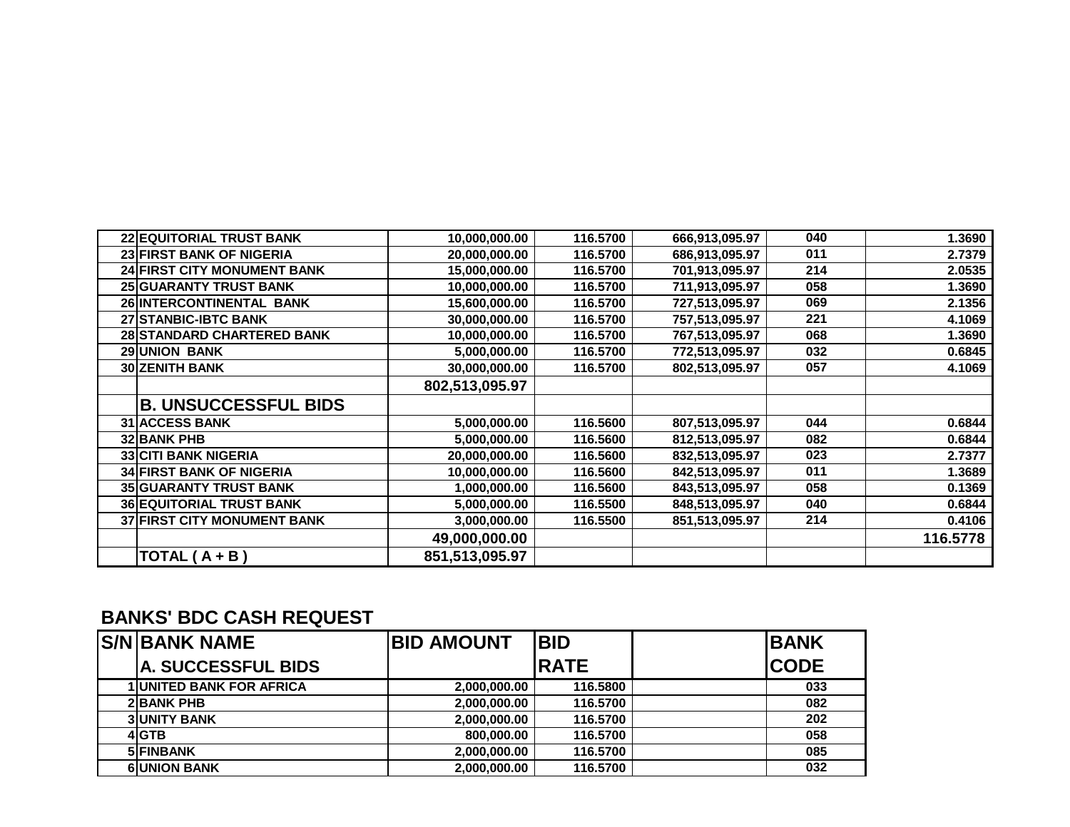| | | | | | | |
|---|---|---|---|---|---|---|
| 22 | EQUITORIAL TRUST BANK | 10,000,000.00 | 116.5700 | 666,913,095.97 | 040 | 1.3690 |
| 23 | FIRST BANK OF NIGERIA | 20,000,000.00 | 116.5700 | 686,913,095.97 | 011 | 2.7379 |
| 24 | FIRST CITY MONUMENT BANK | 15,000,000.00 | 116.5700 | 701,913,095.97 | 214 | 2.0535 |
| 25 | GUARANTY TRUST BANK | 10,000,000.00 | 116.5700 | 711,913,095.97 | 058 | 1.3690 |
| 26 | INTERCONTINENTAL BANK | 15,600,000.00 | 116.5700 | 727,513,095.97 | 069 | 2.1356 |
| 27 | STANBIC-IBTC BANK | 30,000,000.00 | 116.5700 | 757,513,095.97 | 221 | 4.1069 |
| 28 | STANDARD CHARTERED BANK | 10,000,000.00 | 116.5700 | 767,513,095.97 | 068 | 1.3690 |
| 29 | UNION BANK | 5,000,000.00 | 116.5700 | 772,513,095.97 | 032 | 0.6845 |
| 30 | ZENITH BANK | 30,000,000.00 | 116.5700 | 802,513,095.97 | 057 | 4.1069 |
| | | **802,513,095.97** | | | | |
| | **B. UNSUCCESSFUL BIDS** | | | | | |
| 31 | ACCESS BANK | 5,000,000.00 | 116.5600 | 807,513,095.97 | 044 | 0.6844 |
| 32 | BANK PHB | 5,000,000.00 | 116.5600 | 812,513,095.97 | 082 | 0.6844 |
| 33 | CITI BANK NIGERIA | 20,000,000.00 | 116.5600 | 832,513,095.97 | 023 | 2.7377 |
| 34 | FIRST BANK OF NIGERIA | 10,000,000.00 | 116.5600 | 842,513,095.97 | 011 | 1.3689 |
| 35 | GUARANTY TRUST BANK | 1,000,000.00 | 116.5600 | 843,513,095.97 | 058 | 0.1369 |
| 36 | EQUITORIAL TRUST BANK | 5,000,000.00 | 116.5500 | 848,513,095.97 | 040 | 0.6844 |
| 37 | FIRST CITY MONUMENT BANK | 3,000,000.00 | 116.5500 | 851,513,095.97 | 214 | 0.4106 |
| | | **49,000,000.00** | | | | **116.5778** |
| | **TOTAL ( A + B )** | **851,513,095.97** | | | | |

## BANKS' BDC CASH REQUEST

| S/N | BANK NAME | BID AMOUNT | BID RATE | | BANK CODE |
|---|---|---|---|---|---|
| | **A. SUCCESSFUL BIDS** | | | | |
| 1 | UNITED BANK FOR AFRICA | 2,000,000.00 | 116.5800 | | 033 |
| 2 | BANK PHB | 2,000,000.00 | 116.5700 | | 082 |
| 3 | UNITY BANK | 2,000,000.00 | 116.5700 | | 202 |
| 4 | GTB | 800,000.00 | 116.5700 | | 058 |
| 5 | FINBANK | 2,000,000.00 | 116.5700 | | 085 |
| 6 | UNION BANK | 2,000,000.00 | 116.5700 | | 032 |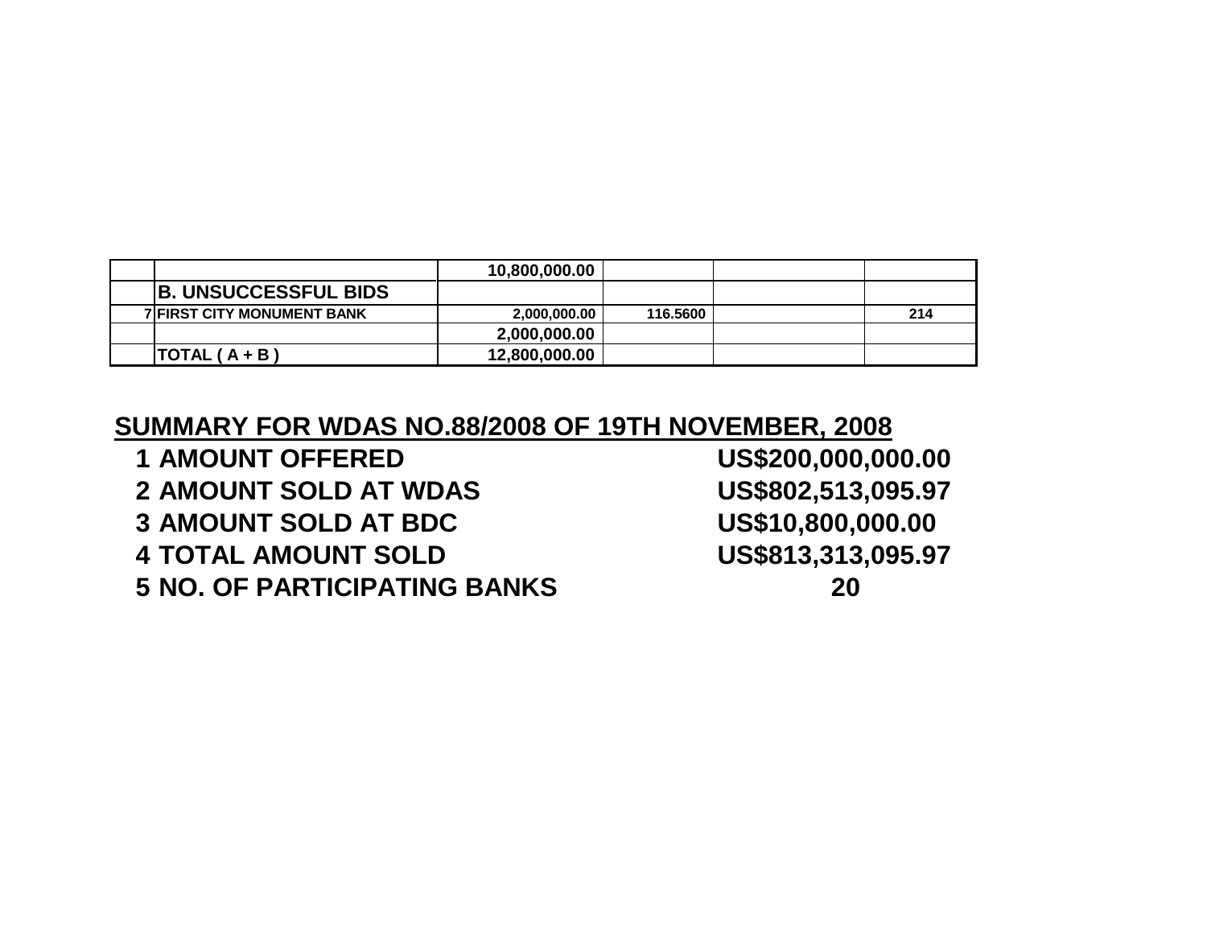| | | | | | |
|---|---|---|---|---|---|
| | | 10,800,000.00 | | | |
| | **B. UNSUCCESSFUL BIDS** | | | | |
| 7 | FIRST CITY MONUMENT BANK | 2,000,000.00 | 116.5600 | | 214 |
| | | 2,000,000.00 | | | |
| | **TOTAL ( A + B )** | 12,800,000.00 | | | |

## SUMMARY FOR WDAS NO.88/2008 OF 19TH NOVEMBER, 2008

| | | |
|---|---|---|
| 1 | AMOUNT OFFERED | US$200,000,000.00 |
| 2 | AMOUNT SOLD AT WDAS | US$802,513,095.97 |
| 3 | AMOUNT SOLD AT BDC | US$10,800,000.00 |
| 4 | TOTAL AMOUNT SOLD | US$813,313,095.97 |
| 5 | NO. OF PARTICIPATING BANKS | 20 |